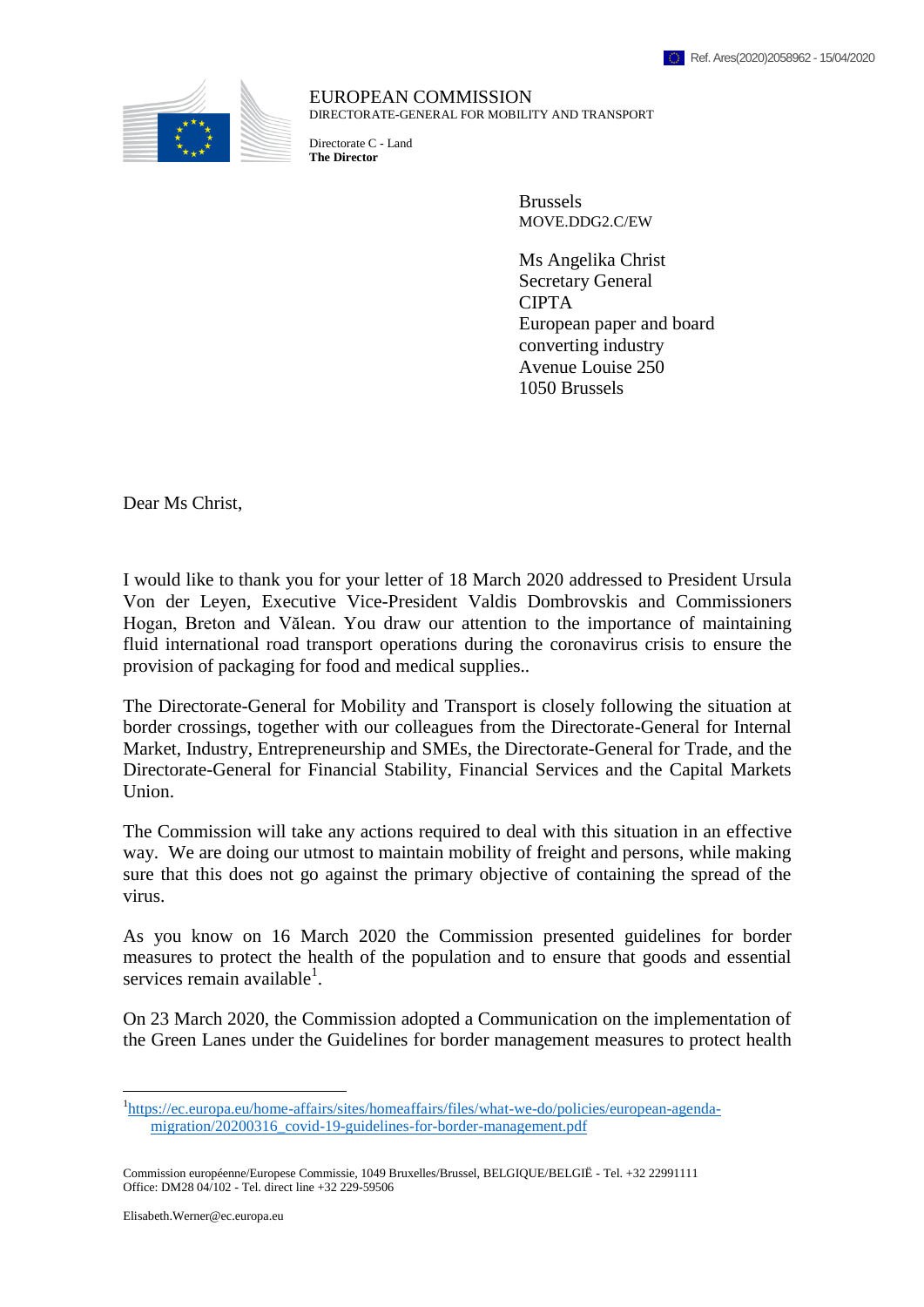Ref. Ares(2020)2058962 - 15/04/2020

EUROPEAN COMMISSION
DIRECTORATE-GENERAL FOR MOBILITY AND TRANSPORT

Directorate C - Land
**The Director**

Brussels
MOVE.DDG2.C/EW

Ms Angelika Christ
Secretary General
CIPTA
European paper and board converting industry
Avenue Louise 250
1050 Brussels

Dear Ms Christ,

I would like to thank you for your letter of 18 March 2020 addressed to President Ursula Von der Leyen, Executive Vice-President Valdis Dombrovskis and Commissioners Hogan, Breton and Vălean. You draw our attention to the importance of maintaining fluid international road transport operations during the coronavirus crisis to ensure the provision of packaging for food and medical supplies..

The Directorate-General for Mobility and Transport is closely following the situation at border crossings, together with our colleagues from the Directorate-General for Internal Market, Industry, Entrepreneurship and SMEs, the Directorate-General for Trade, and the Directorate-General for Financial Stability, Financial Services and the Capital Markets Union.

The Commission will take any actions required to deal with this situation in an effective way. We are doing our utmost to maintain mobility of freight and persons, while making sure that this does not go against the primary objective of containing the spread of the virus.

As you know on 16 March 2020 the Commission presented guidelines for border measures to protect the health of the population and to ensure that goods and essential services remain available[1].

On 23 March 2020, the Commission adopted a Communication on the implementation of the Green Lanes under the Guidelines for border management measures to protect health

[1] https://ec.europa.eu/home-affairs/sites/homeaffairs/files/what-we-do/policies/european-agenda-migration/20200316_covid-19-guidelines-for-border-management.pdf

Commission européenne/Europese Commissie, 1049 Bruxelles/Brussel, BELGIQUE/BELGIË - Tel. +32 22991111
Office: DM28 04/102 - Tel. direct line +32 229-59506

Elisabeth.Werner@ec.europa.eu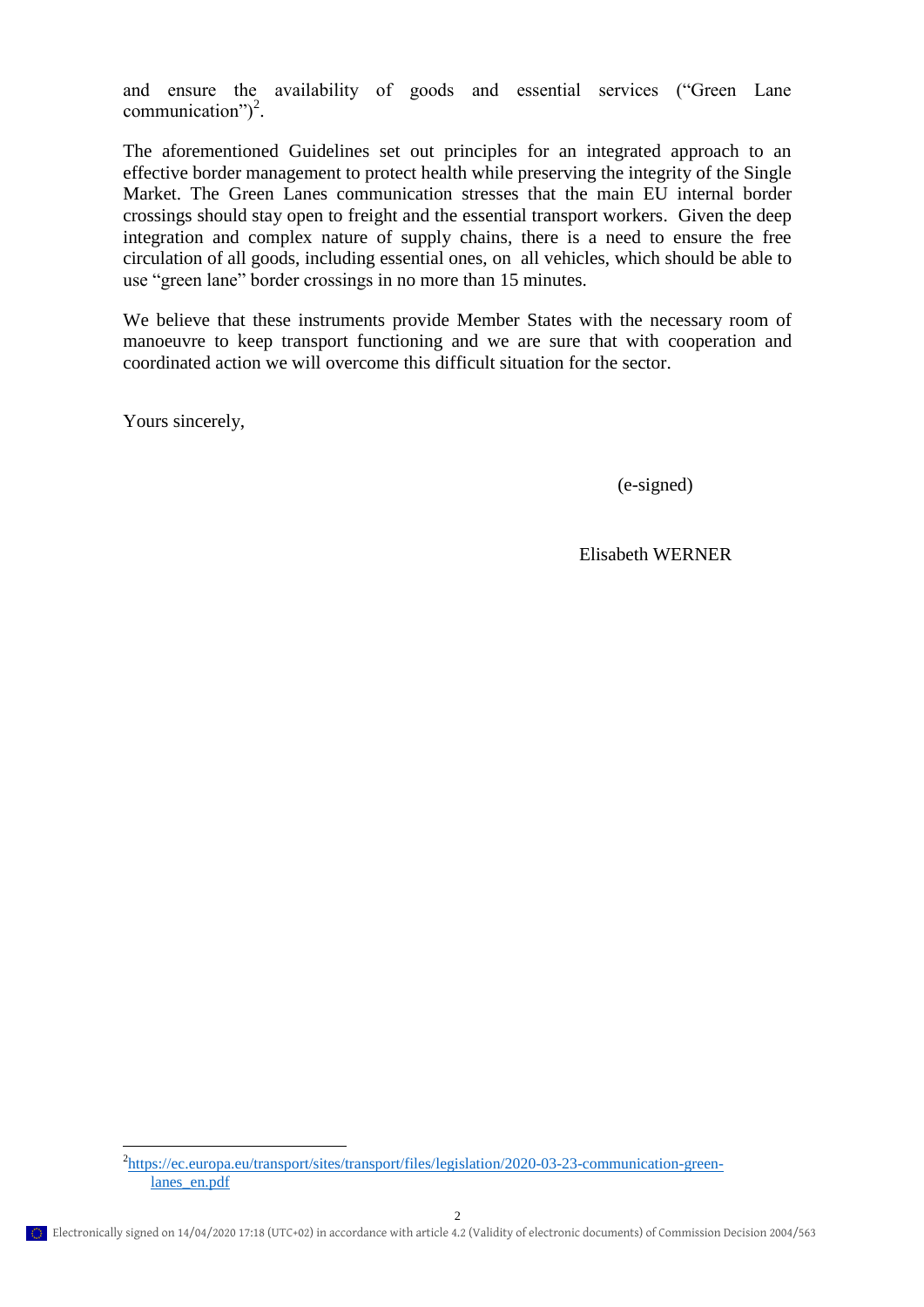and ensure the availability of goods and essential services ("Green Lane communication")[2].

The aforementioned Guidelines set out principles for an integrated approach to an effective border management to protect health while preserving the integrity of the Single Market. The Green Lanes communication stresses that the main EU internal border crossings should stay open to freight and the essential transport workers. Given the deep integration and complex nature of supply chains, there is a need to ensure the free circulation of all goods, including essential ones, on all vehicles, which should be able to use "green lane" border crossings in no more than 15 minutes.

We believe that these instruments provide Member States with the necessary room of manoeuvre to keep transport functioning and we are sure that with cooperation and coordinated action we will overcome this difficult situation for the sector.

Yours sincerely,

(e-signed)

Elisabeth WERNER

---

[2] https://ec.europa.eu/transport/sites/transport/files/legislation/2020-03-23-communication-green-lanes_en.pdf

Electronically signed on 14/04/2020 17:18 (UTC+02) in accordance with article 4.2 (Validity of electronic documents) of Commission Decision 2004/563